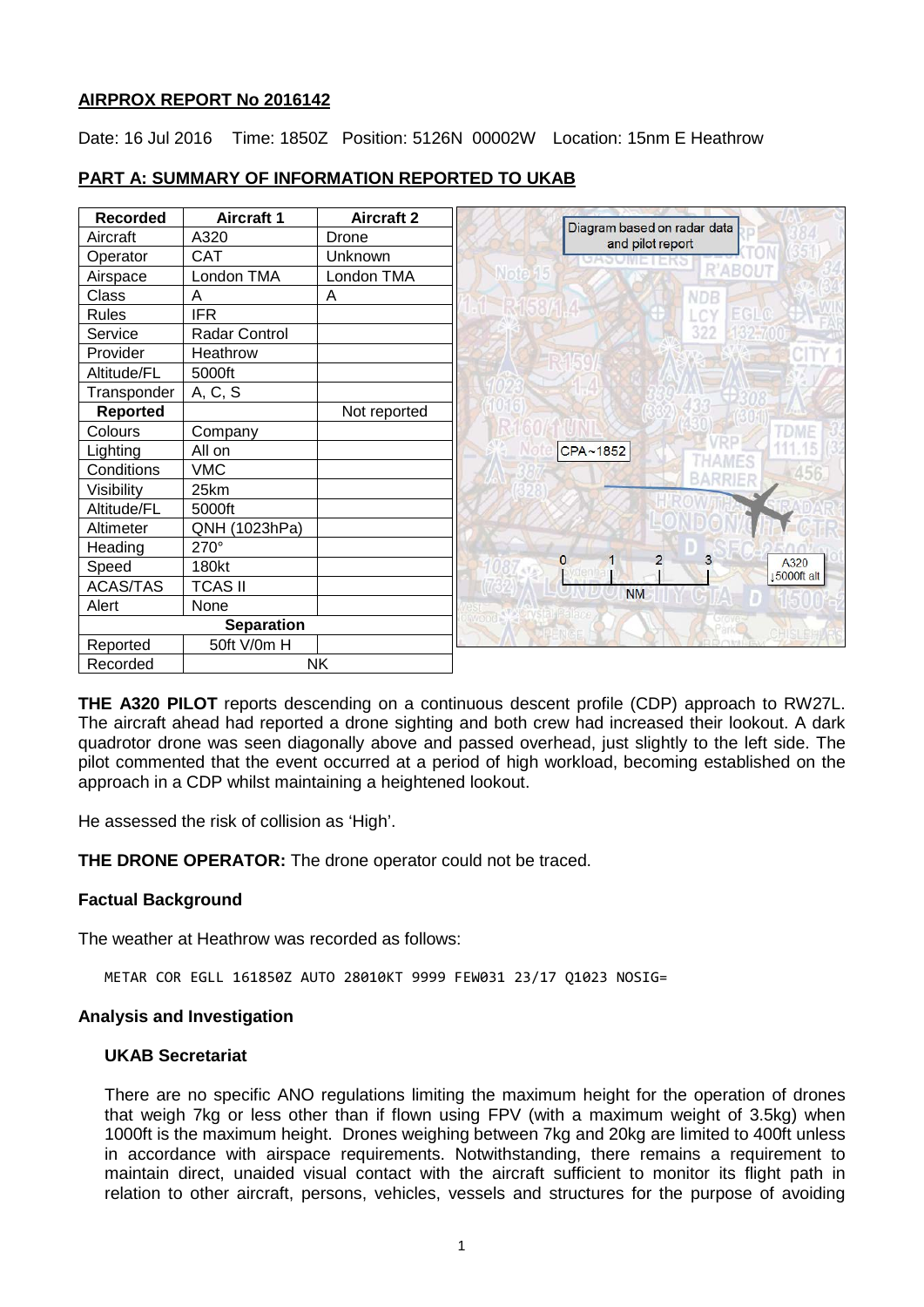**AIRPROX REPORT No 2016142**

Date: 16 Jul 2016  Time: 1850Z  Position: 5126N 00002W  Location: 15nm E Heathrow

**PART A: SUMMARY OF INFORMATION REPORTED TO UKAB**

| Recorded | Aircraft 1 | Aircraft 2 |
|---|---|---|
| Aircraft | A320 | Drone |
| Operator | CAT | Unknown |
| Airspace | London TMA | London TMA |
| Class | A | A |
| Rules | IFR | |
| Service | Radar Control | |
| Provider | Heathrow | |
| Altitude/FL | 5000ft | |
| Transponder | A, C, S | |
| **Reported** | | Not reported |
| Colours | Company | |
| Lighting | All on | |
| Conditions | VMC | |
| Visibility | 25km | |
| Altitude/FL | 5000ft | |
| Altimeter | QNH (1023hPa) | |
| Heading | 270° | |
| Speed | 180kt | |
| ACAS/TAS | TCAS II | |
| Alert | None | |
| **Separation** | | |
| Reported | 50ft V/0m H | |
| Recorded | NK | |

Diagram based on radar data and pilot report

CPA~1852

A320 ↓5000ft alt

**THE A320 PILOT** reports descending on a continuous descent profile (CDP) approach to RW27L. The aircraft ahead had reported a drone sighting and both crew had increased their lookout. A dark quadrotor drone was seen diagonally above and passed overhead, just slightly to the left side. The pilot commented that the event occurred at a period of high workload, becoming established on the approach in a CDP whilst maintaining a heightened lookout.

He assessed the risk of collision as 'High'.

**THE DRONE OPERATOR:** The drone operator could not be traced.

**Factual Background**

The weather at Heathrow was recorded as follows:

```
METAR COR EGLL 161850Z AUTO 28010KT 9999 FEW031 23/17 Q1023 NOSIG=
```

**Analysis and Investigation**

**UKAB Secretariat**

There are no specific ANO regulations limiting the maximum height for the operation of drones that weigh 7kg or less other than if flown using FPV (with a maximum weight of 3.5kg) when 1000ft is the maximum height. Drones weighing between 7kg and 20kg are limited to 400ft unless in accordance with airspace requirements. Notwithstanding, there remains a requirement to maintain direct, unaided visual contact with the aircraft sufficient to monitor its flight path in relation to other aircraft, persons, vehicles, vessels and structures for the purpose of avoiding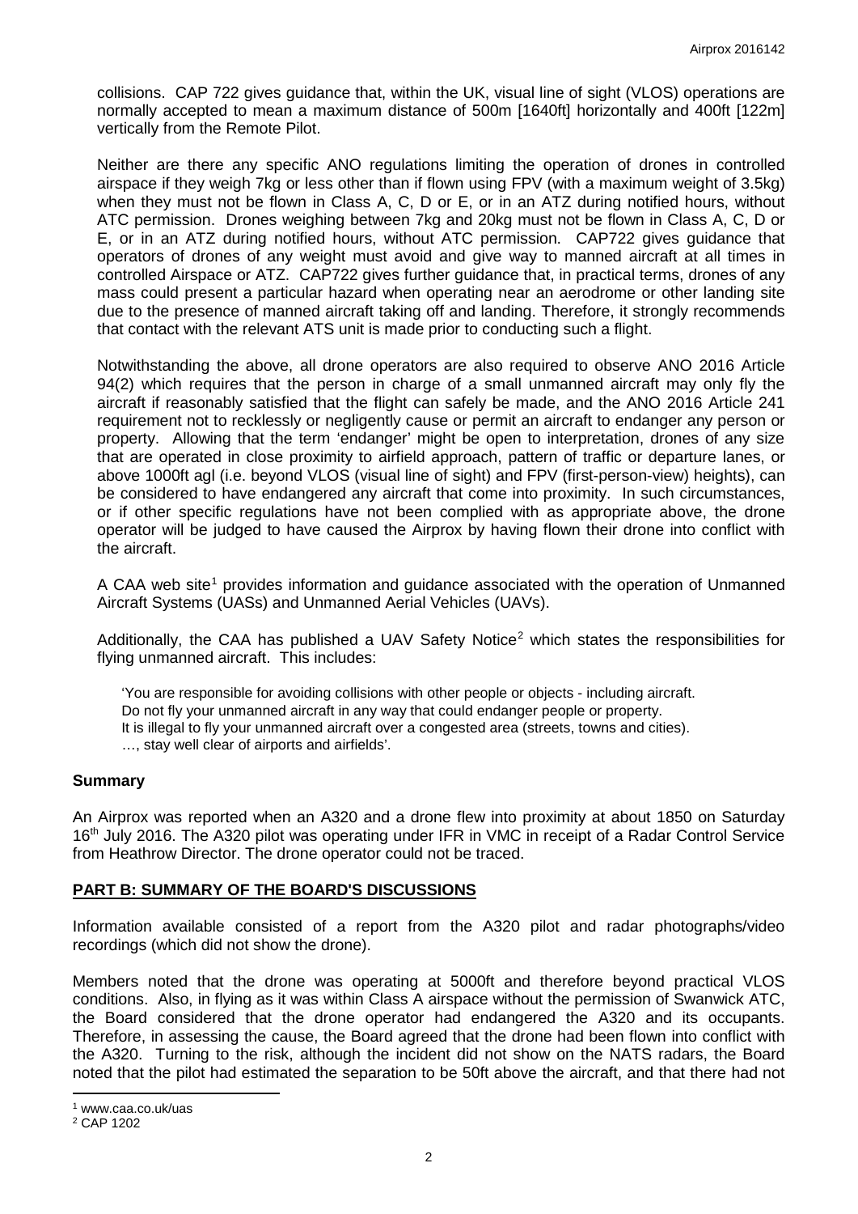collisions. CAP 722 gives guidance that, within the UK, visual line of sight (VLOS) operations are normally accepted to mean a maximum distance of 500m [1640ft] horizontally and 400ft [122m] vertically from the Remote Pilot.

Neither are there any specific ANO regulations limiting the operation of drones in controlled airspace if they weigh 7kg or less other than if flown using FPV (with a maximum weight of 3.5kg) when they must not be flown in Class A, C, D or E, or in an ATZ during notified hours, without ATC permission. Drones weighing between 7kg and 20kg must not be flown in Class A, C, D or E, or in an ATZ during notified hours, without ATC permission. CAP722 gives guidance that operators of drones of any weight must avoid and give way to manned aircraft at all times in controlled Airspace or ATZ. CAP722 gives further guidance that, in practical terms, drones of any mass could present a particular hazard when operating near an aerodrome or other landing site due to the presence of manned aircraft taking off and landing. Therefore, it strongly recommends that contact with the relevant ATS unit is made prior to conducting such a flight.

Notwithstanding the above, all drone operators are also required to observe ANO 2016 Article 94(2) which requires that the person in charge of a small unmanned aircraft may only fly the aircraft if reasonably satisfied that the flight can safely be made, and the ANO 2016 Article 241 requirement not to recklessly or negligently cause or permit an aircraft to endanger any person or property. Allowing that the term 'endanger' might be open to interpretation, drones of any size that are operated in close proximity to airfield approach, pattern of traffic or departure lanes, or above 1000ft agl (i.e. beyond VLOS (visual line of sight) and FPV (first-person-view) heights), can be considered to have endangered any aircraft that come into proximity. In such circumstances, or if other specific regulations have not been complied with as appropriate above, the drone operator will be judged to have caused the Airprox by having flown their drone into conflict with the aircraft.

A CAA web site[1] provides information and guidance associated with the operation of Unmanned Aircraft Systems (UASs) and Unmanned Aerial Vehicles (UAVs).

Additionally, the CAA has published a UAV Safety Notice[2] which states the responsibilities for flying unmanned aircraft. This includes:

> 'You are responsible for avoiding collisions with other people or objects - including aircraft.
> Do not fly your unmanned aircraft in any way that could endanger people or property.
> It is illegal to fly your unmanned aircraft over a congested area (streets, towns and cities).
> …, stay well clear of airports and airfields'.

## Summary

An Airprox was reported when an A320 and a drone flew into proximity at about 1850 on Saturday 16th July 2016. The A320 pilot was operating under IFR in VMC in receipt of a Radar Control Service from Heathrow Director. The drone operator could not be traced.

## PART B: SUMMARY OF THE BOARD'S DISCUSSIONS

Information available consisted of a report from the A320 pilot and radar photographs/video recordings (which did not show the drone).

Members noted that the drone was operating at 5000ft and therefore beyond practical VLOS conditions. Also, in flying as it was within Class A airspace without the permission of Swanwick ATC, the Board considered that the drone operator had endangered the A320 and its occupants. Therefore, in assessing the cause, the Board agreed that the drone had been flown into conflict with the A320. Turning to the risk, although the incident did not show on the NATS radars, the Board noted that the pilot had estimated the separation to be 50ft above the aircraft, and that there had not

[1] www.caa.co.uk/uas

[2] CAP 1202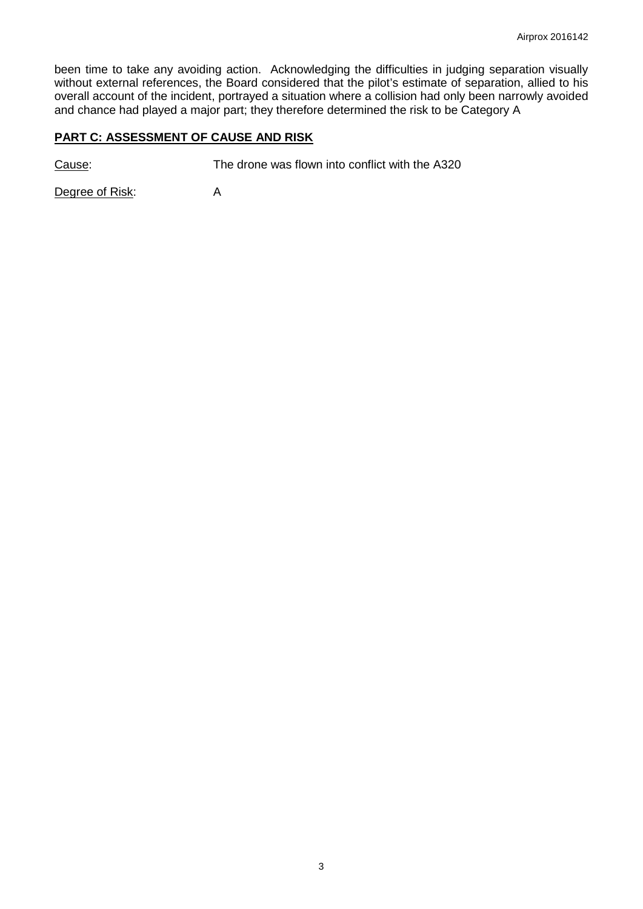been time to take any avoiding action. Acknowledging the difficulties in judging separation visually without external references, the Board considered that the pilot's estimate of separation, allied to his overall account of the incident, portrayed a situation where a collision had only been narrowly avoided and chance had played a major part; they therefore determined the risk to be Category A

## PART C: ASSESSMENT OF CAUSE AND RISK

Cause: The drone was flown into conflict with the A320

Degree of Risk: A